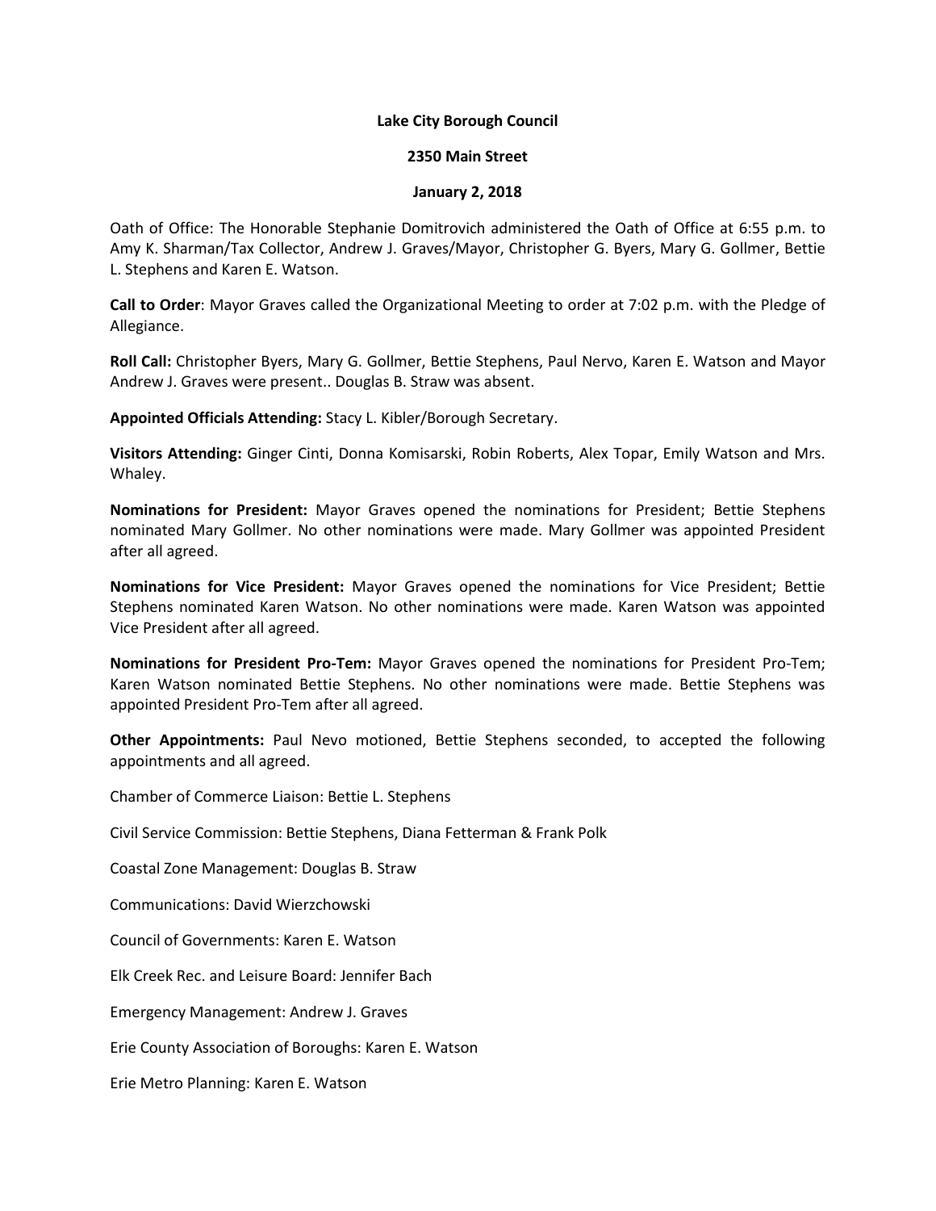**Lake City Borough Council**

**2350 Main Street**

**January 2, 2018**

Oath of Office: The Honorable Stephanie Domitrovich administered the Oath of Office at 6:55 p.m. to Amy K. Sharman/Tax Collector, Andrew J. Graves/Mayor, Christopher G. Byers, Mary G. Gollmer, Bettie L. Stephens and Karen E. Watson.

**Call to Order**: Mayor Graves called the Organizational Meeting to order at 7:02 p.m. with the Pledge of Allegiance.

**Roll Call:** Christopher Byers, Mary G. Gollmer, Bettie Stephens, Paul Nervo, Karen E. Watson and Mayor Andrew J. Graves were present.. Douglas B. Straw was absent.

**Appointed Officials Attending:** Stacy L. Kibler/Borough Secretary.

**Visitors Attending:** Ginger Cinti, Donna Komisarski, Robin Roberts, Alex Topar, Emily Watson and Mrs. Whaley.

**Nominations for President:** Mayor Graves opened the nominations for President; Bettie Stephens nominated Mary Gollmer. No other nominations were made. Mary Gollmer was appointed President after all agreed.

**Nominations for Vice President:** Mayor Graves opened the nominations for Vice President; Bettie Stephens nominated Karen Watson. No other nominations were made. Karen Watson was appointed Vice President after all agreed.

**Nominations for President Pro-Tem:** Mayor Graves opened the nominations for President Pro-Tem; Karen Watson nominated Bettie Stephens. No other nominations were made. Bettie Stephens was appointed President Pro-Tem after all agreed.

**Other Appointments:** Paul Nevo motioned, Bettie Stephens seconded, to accepted the following appointments and all agreed.

Chamber of Commerce Liaison: Bettie L. Stephens

Civil Service Commission: Bettie Stephens, Diana Fetterman & Frank Polk

Coastal Zone Management: Douglas B. Straw

Communications: David Wierzchowski

Council of Governments: Karen E. Watson

Elk Creek Rec. and Leisure Board: Jennifer Bach

Emergency Management: Andrew J. Graves

Erie County Association of Boroughs: Karen E. Watson

Erie Metro Planning: Karen E. Watson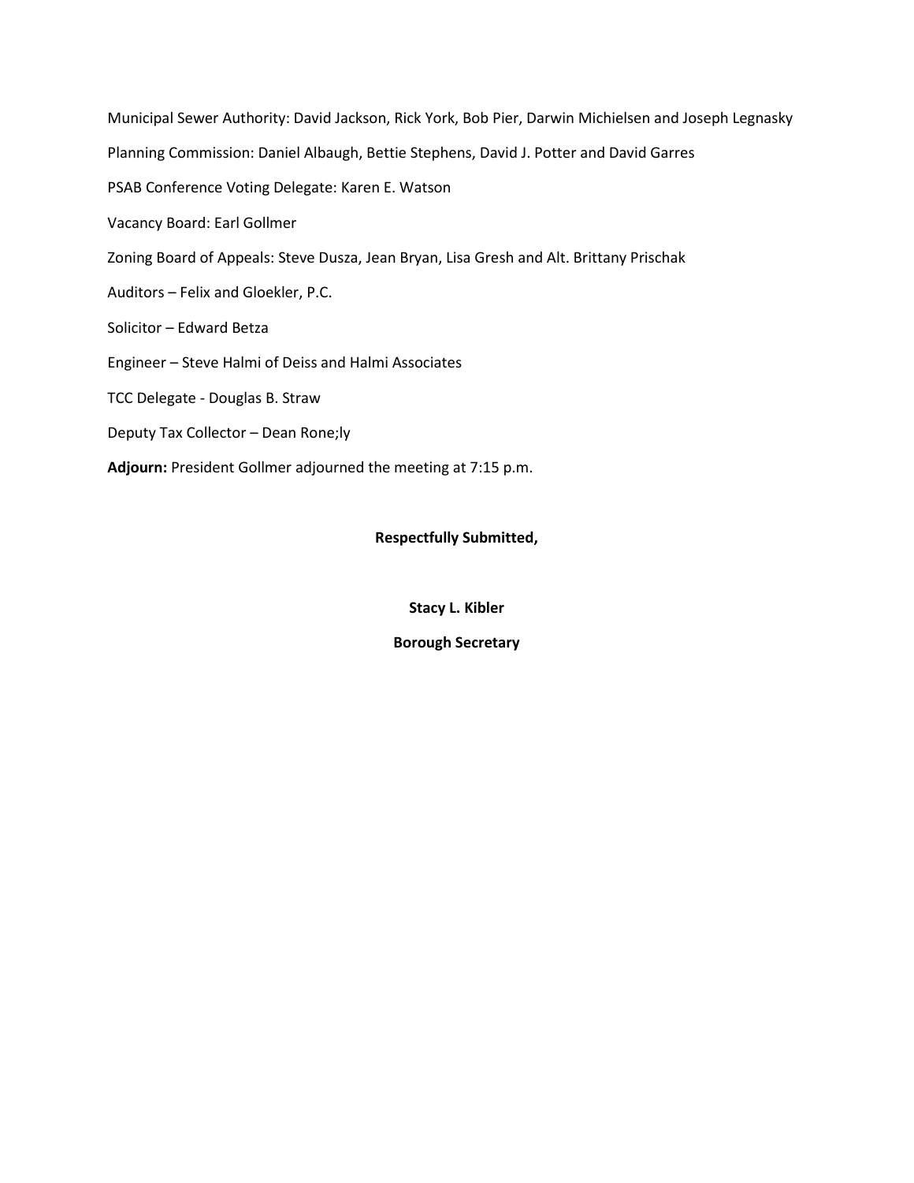Municipal Sewer Authority: David Jackson, Rick York, Bob Pier, Darwin Michielsen and Joseph Legnasky

Planning Commission: Daniel Albaugh, Bettie Stephens, David J. Potter and David Garres

PSAB Conference Voting Delegate: Karen E. Watson

Vacancy Board: Earl Gollmer

Zoning Board of Appeals: Steve Dusza, Jean Bryan, Lisa Gresh and Alt. Brittany Prischak

Auditors – Felix and Gloekler, P.C.

Solicitor – Edward Betza

Engineer – Steve Halmi of Deiss and Halmi Associates

TCC Delegate - Douglas B. Straw

Deputy Tax Collector – Dean Rone;ly

**Adjourn:** President Gollmer adjourned the meeting at 7:15 p.m.

**Respectfully Submitted,**

**Stacy L. Kibler**

**Borough Secretary**